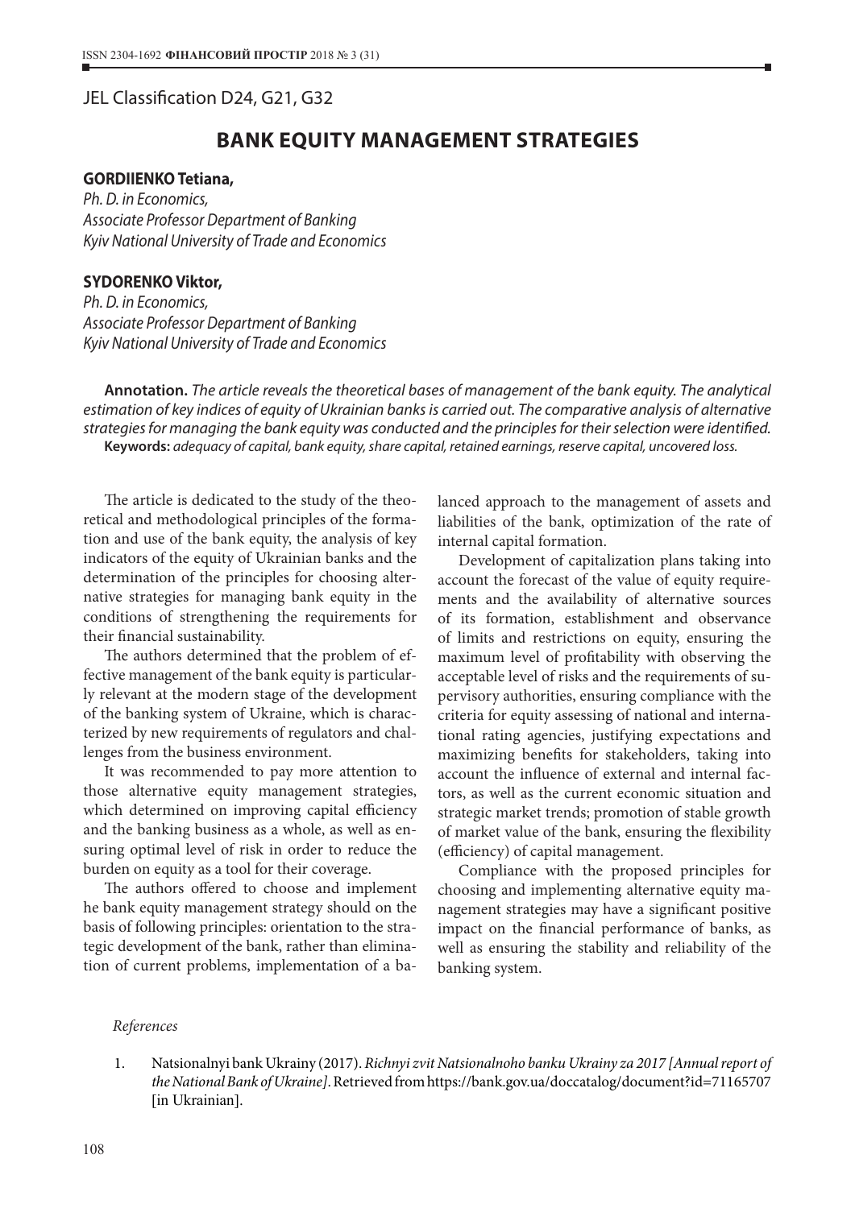JEL Classification D24, G21, G32

# BANK EQUITY MANAGEMENT STRATEGIES

**GORDIIENKO Tetiana,**
*Ph. D. in Economics,*
*Associate Professor Department of Banking*
*Kyiv National University of Trade and Economics*

**SYDORENKO Viktor,**
*Ph. D. in Economics,*
*Associate Professor Department of Banking*
*Kyiv National University of Trade and Economics*

**Annotation.** *The article reveals the theoretical bases of management of the bank equity. The analytical estimation of key indices of equity of Ukrainian banks is carried out. The comparative analysis of alternative strategies for managing the bank equity was conducted and the principles for their selection were identified.*
**Keywords:** *adequacy of capital, bank equity, share capital, retained earnings, reserve capital, uncovered loss.*

The article is dedicated to the study of the theoretical and methodological principles of the formation and use of the bank equity, the analysis of key indicators of the equity of Ukrainian banks and the determination of the principles for choosing alternative strategies for managing bank equity in the conditions of strengthening the requirements for their financial sustainability.

The authors determined that the problem of effective management of the bank equity is particularly relevant at the modern stage of the development of the banking system of Ukraine, which is characterized by new requirements of regulators and challenges from the business environment.

It was recommended to pay more attention to those alternative equity management strategies, which determined on improving capital efficiency and the banking business as a whole, as well as ensuring optimal level of risk in order to reduce the burden on equity as a tool for their coverage.

The authors offered to choose and implement he bank equity management strategy should on the basis of following principles: orientation to the strategic development of the bank, rather than elimination of current problems, implementation of a balanced approach to the management of assets and liabilities of the bank, optimization of the rate of internal capital formation.

Development of capitalization plans taking into account the forecast of the value of equity requirements and the availability of alternative sources of its formation, establishment and observance of limits and restrictions on equity, ensuring the maximum level of profitability with observing the acceptable level of risks and the requirements of supervisory authorities, ensuring compliance with the criteria for equity assessing of national and international rating agencies, justifying expectations and maximizing benefits for stakeholders, taking into account the influence of external and internal factors, as well as the current economic situation and strategic market trends; promotion of stable growth of market value of the bank, ensuring the flexibility (efficiency) of capital management.

Compliance with the proposed principles for choosing and implementing alternative equity management strategies may have a significant positive impact on the financial performance of banks, as well as ensuring the stability and reliability of the banking system.

*References*

1. Natsionalnyi bank Ukrainy (2017). *Richnyi zvit Natsionalnoho banku Ukrainy za 2017 [Annual report of the National Bank of Ukraine]*. Retrieved from https://bank.gov.ua/doccatalog/document?id=71165707 [in Ukrainian].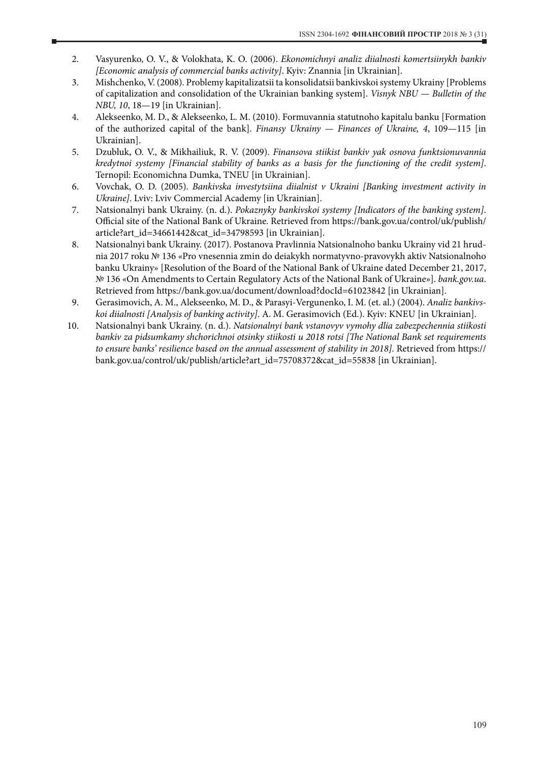2. Vasyurenko, O. V., & Volokhata, K. O. (2006). *Ekonomichnyi analiz diialnosti komertsiinykh bankiv [Economic analysis of commercial banks activity]*. Kyiv: Znannia [in Ukrainian].
3. Mishchenko, V. (2008). Problemy kapitalizatsii ta konsolidatsii bankivskoi systemy Ukrainy [Problems of capitalization and consolidation of the Ukrainian banking system]. *Visnyk NBU — Bulletin of the NBU, 10*, 18—19 [in Ukrainian].
4. Alekseenko, M. D., & Alekseenko, L. M. (2010). Formuvannia statutnoho kapitalu banku [Formation of the authorized capital of the bank]. *Finansy Ukrainy — Finances of Ukraine, 4*, 109—115 [in Ukrainian].
5. Dzubluk, O. V., & Mikhailiuk, R. V. (2009). *Finansova stiikist bankiv yak osnova funktsionuvannia kredytnoi systemy [Financial stability of banks as a basis for the functioning of the credit system]*. Ternopil: Economichna Dumka, TNEU [in Ukrainian].
6. Vovchak, O. D. (2005). *Bankivska investytsiina diialnist v Ukraini [Banking investment activity in Ukraine]*. Lviv: Lviv Commercial Academy [in Ukrainian].
7. Natsionalnyi bank Ukrainy. (n. d.). *Pokaznyky bankivskoi systemy [Indicators of the banking system]*. Official site of the National Bank of Ukraine. Retrieved from https://bank.gov.ua/control/uk/publish/article?art_id=34661442&cat_id=34798593 [in Ukrainian].
8. Natsionalnyi bank Ukrainy. (2017). Postanova Pravlinnia Natsionalnoho banku Ukrainy vid 21 hrudnia 2017 roku № 136 «Pro vnesennia zmin do deiakykh normatyvno-pravovykh aktiv Natsionalnoho banku Ukrainy» [Resolution of the Board of the National Bank of Ukraine dated December 21, 2017, № 136 «On Amendments to Certain Regulatory Acts of the National Bank of Ukraine»]. *bank.gov.ua*. Retrieved from https://bank.gov.ua/document/download?docId=61023842 [in Ukrainian].
9. Gerasimovich, A. M., Alekseenko, M. D., & Parasyi-Vergunenko, I. M. (et. al.) (2004). *Analiz bankivskoi diialnosti [Analysis of banking activity]*. A. M. Gerasimovich (Ed.). Kyiv: KNEU [in Ukrainian].
10. Natsionalnyi bank Ukrainy. (n. d.). *Natsionalnyi bank vstanovyv vymohy dlia zabezpechennia stiikosti bankiv za pidsumkamy shchorichnoi otsinky stiikosti u 2018 rotsi [The National Bank set requirements to ensure banks' resilience based on the annual assessment of stability in 2018]*. Retrieved from https://bank.gov.ua/control/uk/publish/article?art_id=75708372&cat_id=55838 [in Ukrainian].